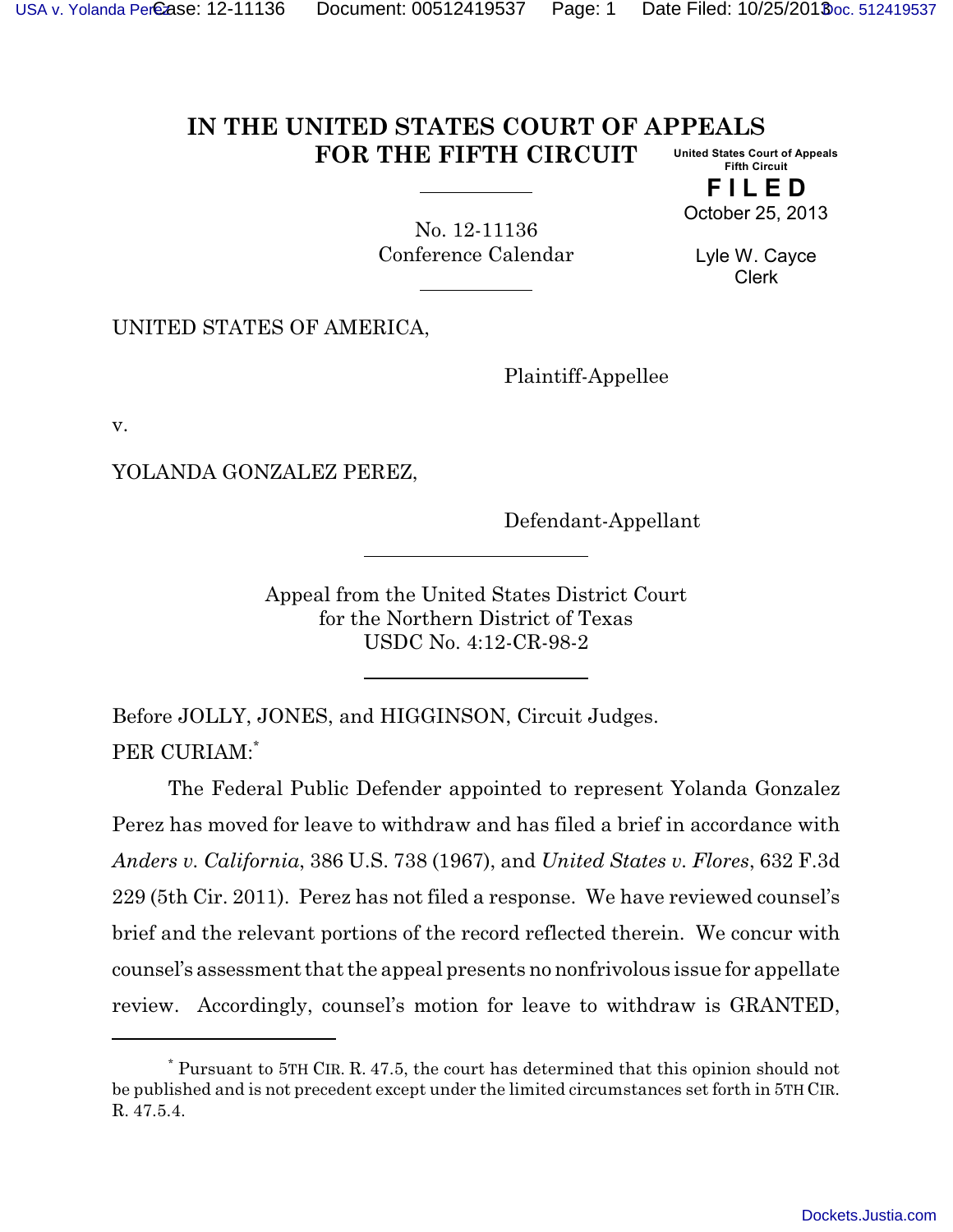# IN THE UNITED STATES COURT OF APPEALS FOR THE FIFTH CIRCUIT

United States Court of Appeals
Fifth Circuit

**FILED**
October 25, 2013

Lyle W. Cayce
Clerk

No. 12-11136
Conference Calendar

UNITED STATES OF AMERICA,

Plaintiff-Appellee

v.

YOLANDA GONZALEZ PEREZ,

Defendant-Appellant

Appeal from the United States District Court
for the Northern District of Texas
USDC No. 4:12-CR-98-2

Before JOLLY, JONES, and HIGGINSON, Circuit Judges.

PER CURIAM:*

The Federal Public Defender appointed to represent Yolanda Gonzalez Perez has moved for leave to withdraw and has filed a brief in accordance with *Anders v. California*, 386 U.S. 738 (1967), and *United States v. Flores*, 632 F.3d 229 (5th Cir. 2011). Perez has not filed a response. We have reviewed counsel's brief and the relevant portions of the record reflected therein. We concur with counsel's assessment that the appeal presents no nonfrivolous issue for appellate review. Accordingly, counsel's motion for leave to withdraw is GRANTED,

---

\* Pursuant to 5TH CIR. R. 47.5, the court has determined that this opinion should not be published and is not precedent except under the limited circumstances set forth in 5TH CIR. R. 47.5.4.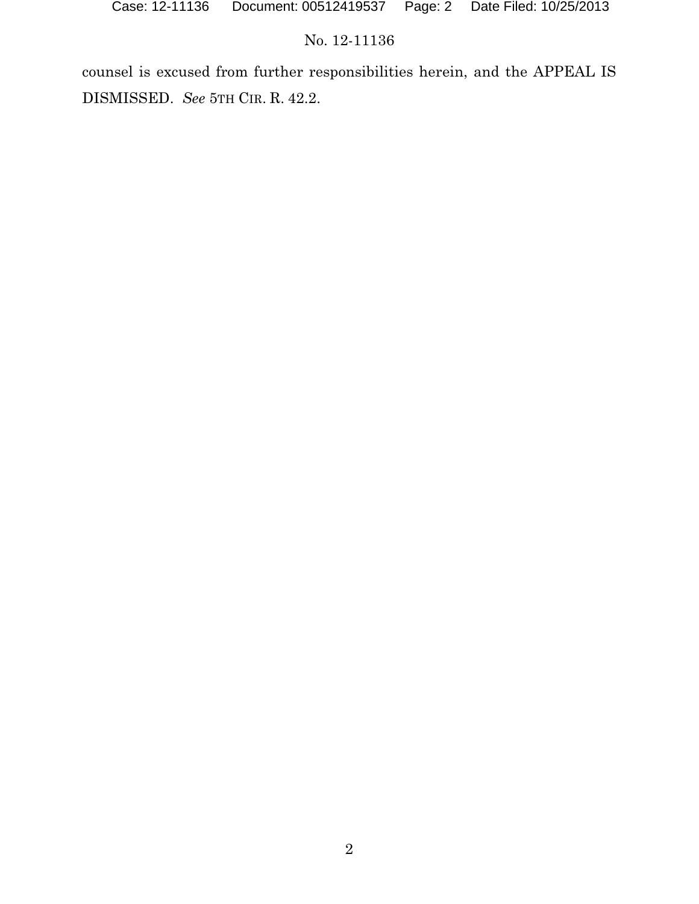counsel is excused from further responsibilities herein, and the APPEAL IS DISMISSED. *See* 5TH CIR. R. 42.2.